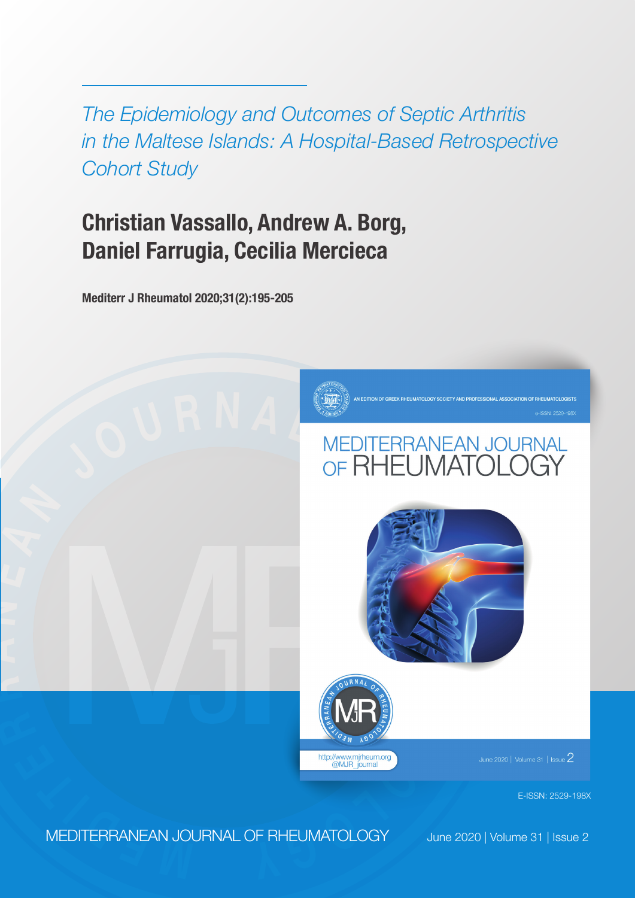*The Epidemiology and Outcomes of Septic Arthritis in the Maltese Islands: A Hospital-Based Retrospective Cohort Study*

**Christian Vassallo, Andrew A. Borg, Daniel Farrugia, Cecilia Mercieca**

**Mediterr J Rheumatol 2020;31(2):195-205**

AN EDITION OF GREEK RHEUMATOLOGY SOCIETY AND PROFESSIONAL ASSOCIATION OF RHEUMATOLOGISTS

e-ISSN: 2529-198X

MEDITERRANEAN JOURNAL OF RHEUMATOLOGY

http://www.mjrheum.org
@MJR_journal

June 2020 | Volume 31 | Issue 2

E-ISSN: 2529-198X

MEDITERRANEAN JOURNAL OF RHEUMATOLOGY

June 2020 | Volume 31 | Issue 2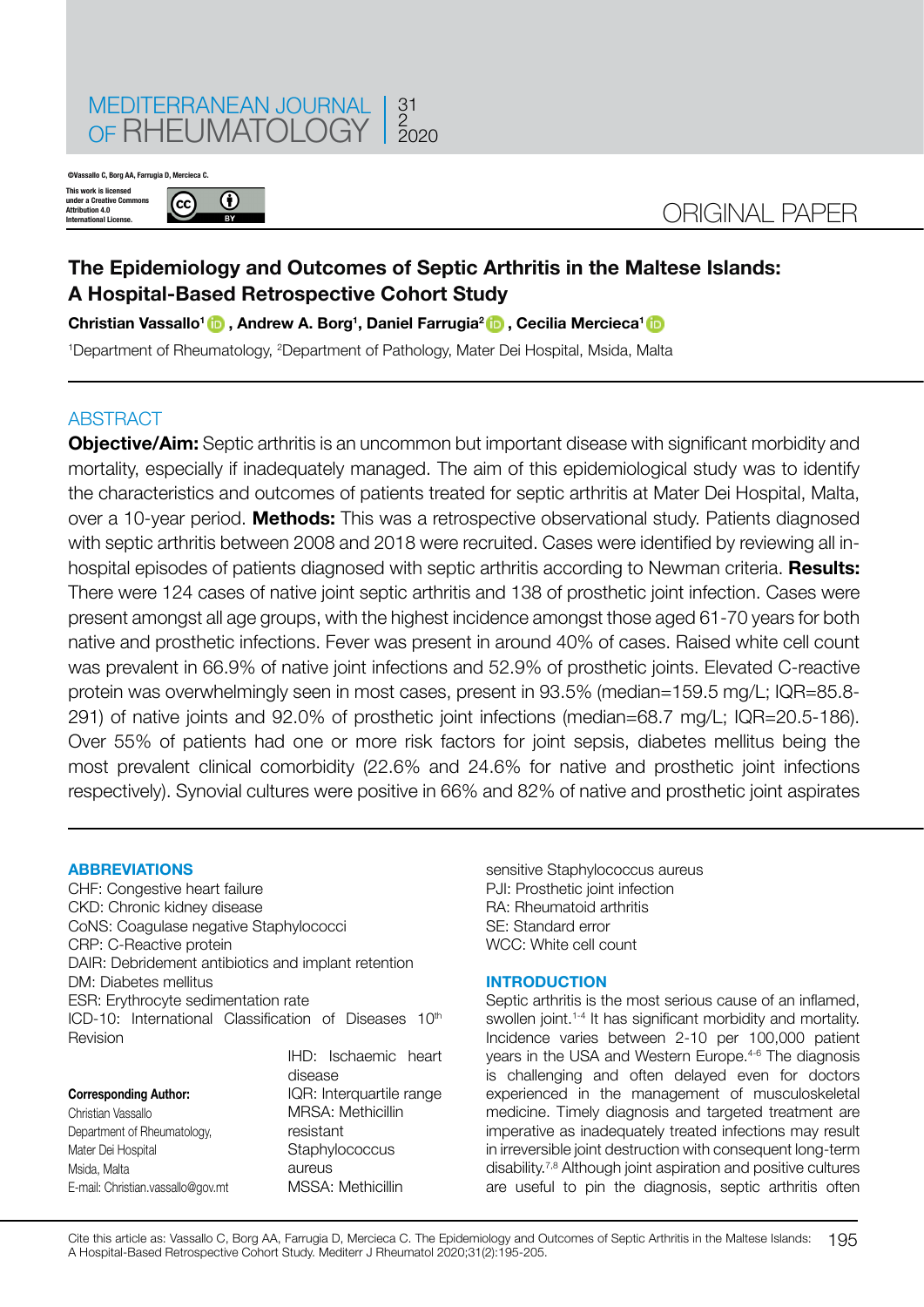©Vassallo C, Borg AA, Farrugia D, Mercieca C.

This work is licensed under a Creative Commons Attribution 4.0 International License.

ORIGINAL PAPER

# The Epidemiology and Outcomes of Septic Arthritis in the Maltese Islands: A Hospital-Based Retrospective Cohort Study

**Christian Vassallo[1], Andrew A. Borg[1], Daniel Farrugia[2], Cecilia Mercieca[1]**

[1]Department of Rheumatology, [2]Department of Pathology, Mater Dei Hospital, Msida, Malta

## ABSTRACT

**Objective/Aim:** Septic arthritis is an uncommon but important disease with significant morbidity and mortality, especially if inadequately managed. The aim of this epidemiological study was to identify the characteristics and outcomes of patients treated for septic arthritis at Mater Dei Hospital, Malta, over a 10-year period. **Methods:** This was a retrospective observational study. Patients diagnosed with septic arthritis between 2008 and 2018 were recruited. Cases were identified by reviewing all in-hospital episodes of patients diagnosed with septic arthritis according to Newman criteria. **Results:** There were 124 cases of native joint septic arthritis and 138 of prosthetic joint infection. Cases were present amongst all age groups, with the highest incidence amongst those aged 61-70 years for both native and prosthetic infections. Fever was present in around 40% of cases. Raised white cell count was prevalent in 66.9% of native joint infections and 52.9% of prosthetic joints. Elevated C-reactive protein was overwhelmingly seen in most cases, present in 93.5% (median=159.5 mg/L; IQR=85.8-291) of native joints and 92.0% of prosthetic joint infections (median=68.7 mg/L; IQR=20.5-186). Over 55% of patients had one or more risk factors for joint sepsis, diabetes mellitus being the most prevalent clinical comorbidity (22.6% and 24.6% for native and prosthetic joint infections respectively). Synovial cultures were positive in 66% and 82% of native and prosthetic joint aspirates

### ABBREVIATIONS

CHF: Congestive heart failure
CKD: Chronic kidney disease
CoNS: Coagulase negative Staphylococci
CRP: C-Reactive protein
DAIR: Debridement antibiotics and implant retention
DM: Diabetes mellitus
ESR: Erythrocyte sedimentation rate
ICD-10: International Classification of Diseases 10th Revision
IHD: Ischaemic heart disease
IQR: Interquartile range
MRSA: Methicillin resistant Staphylococcus aureus
MSSA: Methicillin sensitive Staphylococcus aureus
PJI: Prosthetic joint infection
RA: Rheumatoid arthritis
SE: Standard error
WCC: White cell count

**Corresponding Author:**
Christian Vassallo
Department of Rheumatology,
Mater Dei Hospital
Msida, Malta
E-mail: Christian.vassallo@gov.mt

### INTRODUCTION

Septic arthritis is the most serious cause of an inflamed, swollen joint.[1-4] It has significant morbidity and mortality. Incidence varies between 2-10 per 100,000 patient years in the USA and Western Europe.[4-6] The diagnosis is challenging and often delayed even for doctors experienced in the management of musculoskeletal medicine. Timely diagnosis and targeted treatment are imperative as inadequately treated infections may result in irreversible joint destruction with consequent long-term disability.[7,8] Although joint aspiration and positive cultures are useful to pin the diagnosis, septic arthritis often

Cite this article as: Vassallo C, Borg AA, Farrugia D, Mercieca C. The Epidemiology and Outcomes of Septic Arthritis in the Maltese Islands: A Hospital-Based Retrospective Cohort Study. Mediterr J Rheumatol 2020;31(2):195-205.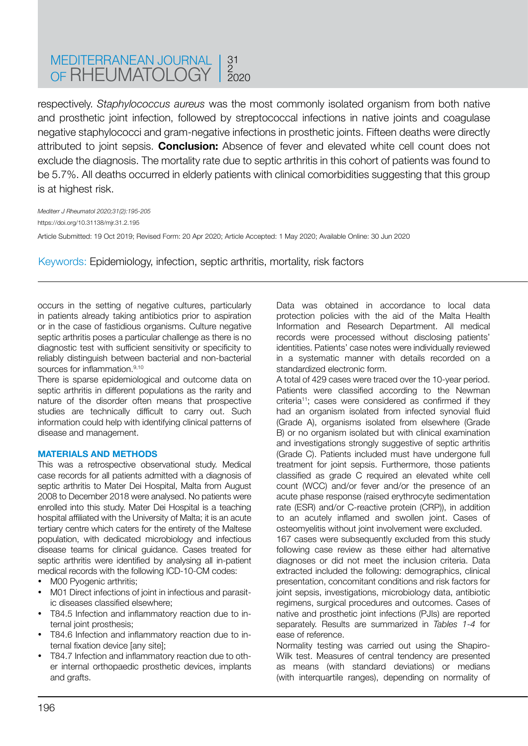respectively. *Staphylococcus aureus* was the most commonly isolated organism from both native and prosthetic joint infection, followed by streptococcal infections in native joints and coagulase negative staphylococci and gram-negative infections in prosthetic joints. Fifteen deaths were directly attributed to joint sepsis. **Conclusion:** Absence of fever and elevated white cell count does not exclude the diagnosis. The mortality rate due to septic arthritis in this cohort of patients was found to be 5.7%. All deaths occurred in elderly patients with clinical comorbidities suggesting that this group is at highest risk.

*Mediterr J Rheumatol 2020;31(2):195-205*

https://doi.org/10.31138/mjr.31.2.195

Article Submitted: 19 Oct 2019; Revised Form: 20 Apr 2020; Article Accepted: 1 May 2020; Available Online: 30 Jun 2020

Keywords: Epidemiology, infection, septic arthritis, mortality, risk factors

occurs in the setting of negative cultures, particularly in patients already taking antibiotics prior to aspiration or in the case of fastidious organisms. Culture negative septic arthritis poses a particular challenge as there is no diagnostic test with sufficient sensitivity or specificity to reliably distinguish between bacterial and non-bacterial sources for inflammation.[9,10]

There is sparse epidemiological and outcome data on septic arthritis in different populations as the rarity and nature of the disorder often means that prospective studies are technically difficult to carry out. Such information could help with identifying clinical patterns of disease and management.

## MATERIALS AND METHODS

This was a retrospective observational study. Medical case records for all patients admitted with a diagnosis of septic arthritis to Mater Dei Hospital, Malta from August 2008 to December 2018 were analysed. No patients were enrolled into this study. Mater Dei Hospital is a teaching hospital affiliated with the University of Malta; it is an acute tertiary centre which caters for the entirety of the Maltese population, with dedicated microbiology and infectious disease teams for clinical guidance. Cases treated for septic arthritis were identified by analysing all in-patient medical records with the following ICD-10-CM codes:

- M00 Pyogenic arthritis;
- M01 Direct infections of joint in infectious and parasitic diseases classified elsewhere;
- T84.5 Infection and inflammatory reaction due to internal joint prosthesis;
- T84.6 Infection and inflammatory reaction due to internal fixation device [any site];
- T84.7 Infection and inflammatory reaction due to other internal orthopaedic prosthetic devices, implants and grafts.

Data was obtained in accordance to local data protection policies with the aid of the Malta Health Information and Research Department. All medical records were processed without disclosing patients' identities. Patients' case notes were individually reviewed in a systematic manner with details recorded on a standardized electronic form.

A total of 429 cases were traced over the 10-year period. Patients were classified according to the Newman criteria[11]; cases were considered as confirmed if they had an organism isolated from infected synovial fluid (Grade A), organisms isolated from elsewhere (Grade B) or no organism isolated but with clinical examination and investigations strongly suggestive of septic arthritis (Grade C). Patients included must have undergone full treatment for joint sepsis. Furthermore, those patients classified as grade C required an elevated white cell count (WCC) and/or fever and/or the presence of an acute phase response (raised erythrocyte sedimentation rate (ESR) and/or C-reactive protein (CRP)), in addition to an acutely inflamed and swollen joint. Cases of osteomyelitis without joint involvement were excluded.

167 cases were subsequently excluded from this study following case review as these either had alternative diagnoses or did not meet the inclusion criteria. Data extracted included the following: demographics, clinical presentation, concomitant conditions and risk factors for joint sepsis, investigations, microbiology data, antibiotic regimens, surgical procedures and outcomes. Cases of native and prosthetic joint infections (PJIs) are reported separately. Results are summarized in *Tables 1-4* for ease of reference.

Normality testing was carried out using the Shapiro-Wilk test. Measures of central tendency are presented as means (with standard deviations) or medians (with interquartile ranges), depending on normality of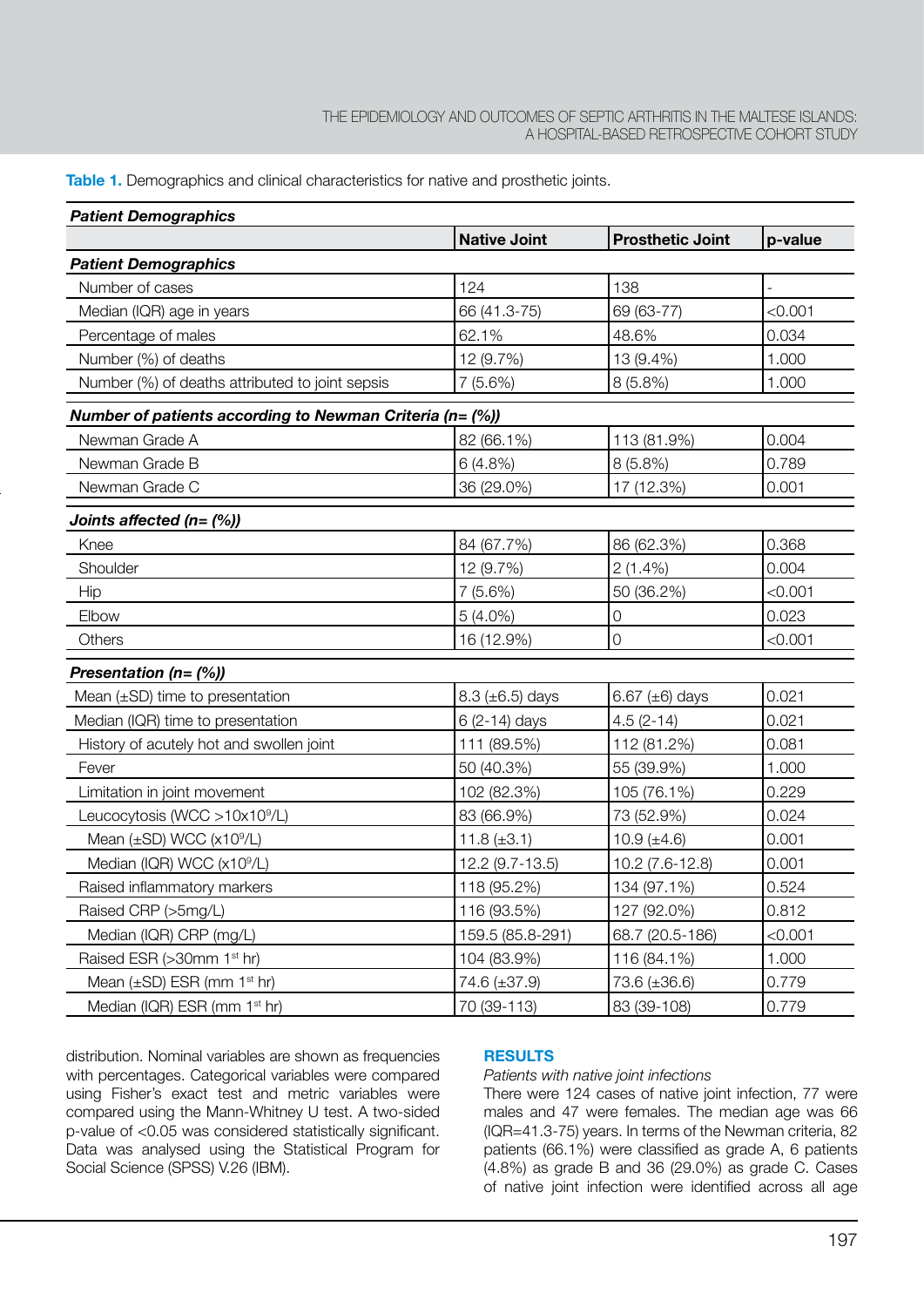**Table 1.** Demographics and clinical characteristics for native and prosthetic joints.

| *Patient Demographics* | | | |
|---|---|---|---|
| | **Native Joint** | **Prosthetic Joint** | **p-value** |
| ***Patient Demographics*** | | | |
| Number of cases | 124 | 138 | - |
| Median (IQR) age in years | 66 (41.3-75) | 69 (63-77) | <0.001 |
| Percentage of males | 62.1% | 48.6% | 0.034 |
| Number (%) of deaths | 12 (9.7%) | 13 (9.4%) | 1.000 |
| Number (%) of deaths attributed to joint sepsis | 7 (5.6%) | 8 (5.8%) | 1.000 |
| ***Number of patients according to Newman Criteria (n= (%))*** | | | |
| Newman Grade A | 82 (66.1%) | 113 (81.9%) | 0.004 |
| Newman Grade B | 6 (4.8%) | 8 (5.8%) | 0.789 |
| Newman Grade C | 36 (29.0%) | 17 (12.3%) | 0.001 |
| ***Joints affected (n= (%))*** | | | |
| Knee | 84 (67.7%) | 86 (62.3%) | 0.368 |
| Shoulder | 12 (9.7%) | 2 (1.4%) | 0.004 |
| Hip | 7 (5.6%) | 50 (36.2%) | <0.001 |
| Elbow | 5 (4.0%) | 0 | 0.023 |
| Others | 16 (12.9%) | 0 | <0.001 |
| ***Presentation (n= (%))*** | | | |
| Mean (±SD) time to presentation | 8.3 (±6.5) days | 6.67 (±6) days | 0.021 |
| Median (IQR) time to presentation | 6 (2-14) days | 4.5 (2-14) | 0.021 |
| History of acutely hot and swollen joint | 111 (89.5%) | 112 (81.2%) | 0.081 |
| Fever | 50 (40.3%) | 55 (39.9%) | 1.000 |
| Limitation in joint movement | 102 (82.3%) | 105 (76.1%) | 0.229 |
| Leucocytosis (WCC >10x10$^9$/L) | 83 (66.9%) | 73 (52.9%) | 0.024 |
| Mean (±SD) WCC (x10$^9$/L) | 11.8 (±3.1) | 10.9 (±4.6) | 0.001 |
| Median (IQR) WCC (x10$^9$/L) | 12.2 (9.7-13.5) | 10.2 (7.6-12.8) | 0.001 |
| Raised inflammatory markers | 118 (95.2%) | 134 (97.1%) | 0.524 |
| Raised CRP (>5mg/L) | 116 (93.5%) | 127 (92.0%) | 0.812 |
| Median (IQR) CRP (mg/L) | 159.5 (85.8-291) | 68.7 (20.5-186) | <0.001 |
| Raised ESR (>30mm 1$^{st}$ hr) | 104 (83.9%) | 116 (84.1%) | 1.000 |
| Mean (±SD) ESR (mm 1$^{st}$ hr) | 74.6 (±37.9) | 73.6 (±36.6) | 0.779 |
| Median (IQR) ESR (mm 1$^{st}$ hr) | 70 (39-113) | 83 (39-108) | 0.779 |

distribution. Nominal variables are shown as frequencies with percentages. Categorical variables were compared using Fisher's exact test and metric variables were compared using the Mann-Whitney U test. A two-sided p-value of <0.05 was considered statistically significant. Data was analysed using the Statistical Program for Social Science (SPSS) V.26 (IBM).

## RESULTS

*Patients with native joint infections*

There were 124 cases of native joint infection, 77 were males and 47 were females. The median age was 66 (IQR=41.3-75) years. In terms of the Newman criteria, 82 patients (66.1%) were classified as grade A, 6 patients (4.8%) as grade B and 36 (29.0%) as grade C. Cases of native joint infection were identified across all age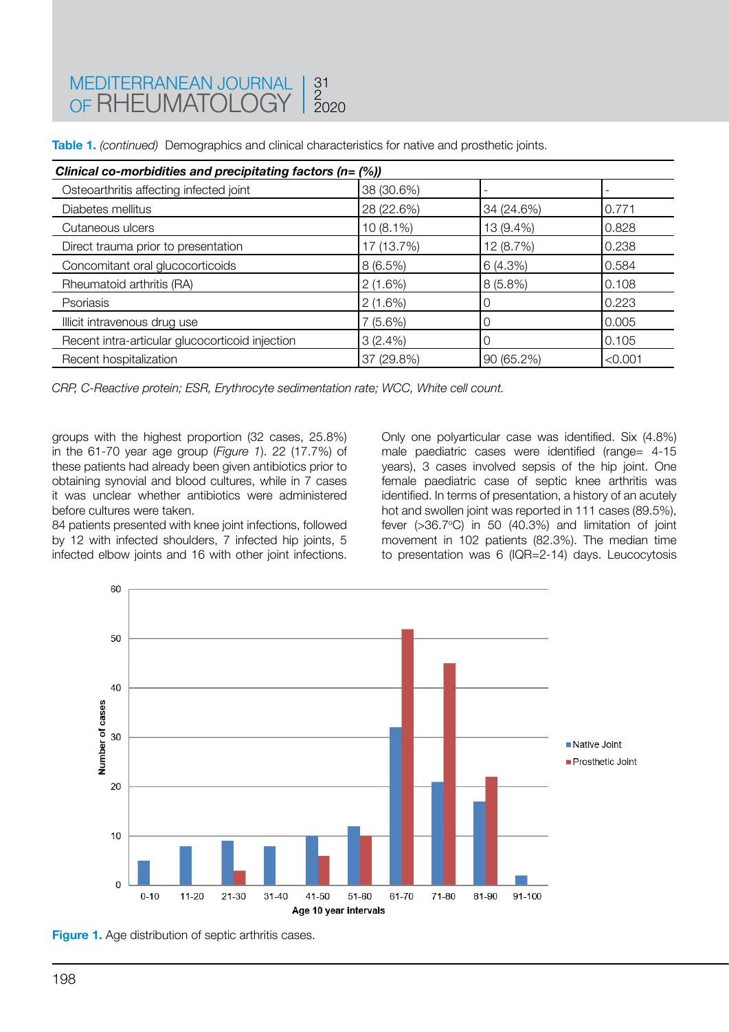**Table 1.** *(continued)* Demographics and clinical characteristics for native and prosthetic joints.

| ***Clinical co-morbidities and precipitating factors (n= (%))*** | | | |
|---|---|---|---|
| Osteoarthritis affecting infected joint | 38 (30.6%) | - | - |
| Diabetes mellitus | 28 (22.6%) | 34 (24.6%) | 0.771 |
| Cutaneous ulcers | 10 (8.1%) | 13 (9.4%) | 0.828 |
| Direct trauma prior to presentation | 17 (13.7%) | 12 (8.7%) | 0.238 |
| Concomitant oral glucocorticoids | 8 (6.5%) | 6 (4.3%) | 0.584 |
| Rheumatoid arthritis (RA) | 2 (1.6%) | 8 (5.8%) | 0.108 |
| Psoriasis | 2 (1.6%) | 0 | 0.223 |
| Illicit intravenous drug use | 7 (5.6%) | 0 | 0.005 |
| Recent intra-articular glucocorticoid injection | 3 (2.4%) | 0 | 0.105 |
| Recent hospitalization | 37 (29.8%) | 90 (65.2%) | <0.001 |

*CRP, C-Reactive protein; ESR, Erythrocyte sedimentation rate; WCC, White cell count.*

groups with the highest proportion (32 cases, 25.8%) in the 61-70 year age group (*Figure 1*). 22 (17.7%) of these patients had already been given antibiotics prior to obtaining synovial and blood cultures, while in 7 cases it was unclear whether antibiotics were administered before cultures were taken.

84 patients presented with knee joint infections, followed by 12 with infected shoulders, 7 infected hip joints, 5 infected elbow joints and 16 with other joint infections. Only one polyarticular case was identified. Six (4.8%) male paediatric cases were identified (range= 4-15 years), 3 cases involved sepsis of the hip joint. One female paediatric case of septic knee arthritis was identified. In terms of presentation, a history of an acutely hot and swollen joint was reported in 111 cases (89.5%), fever (>36.7°C) in 50 (40.3%) and limitation of joint movement in 102 patients (82.3%). The median time to presentation was 6 (IQR=2-14) days. Leucocytosis

**Figure 1.** Age distribution of septic arthritis cases.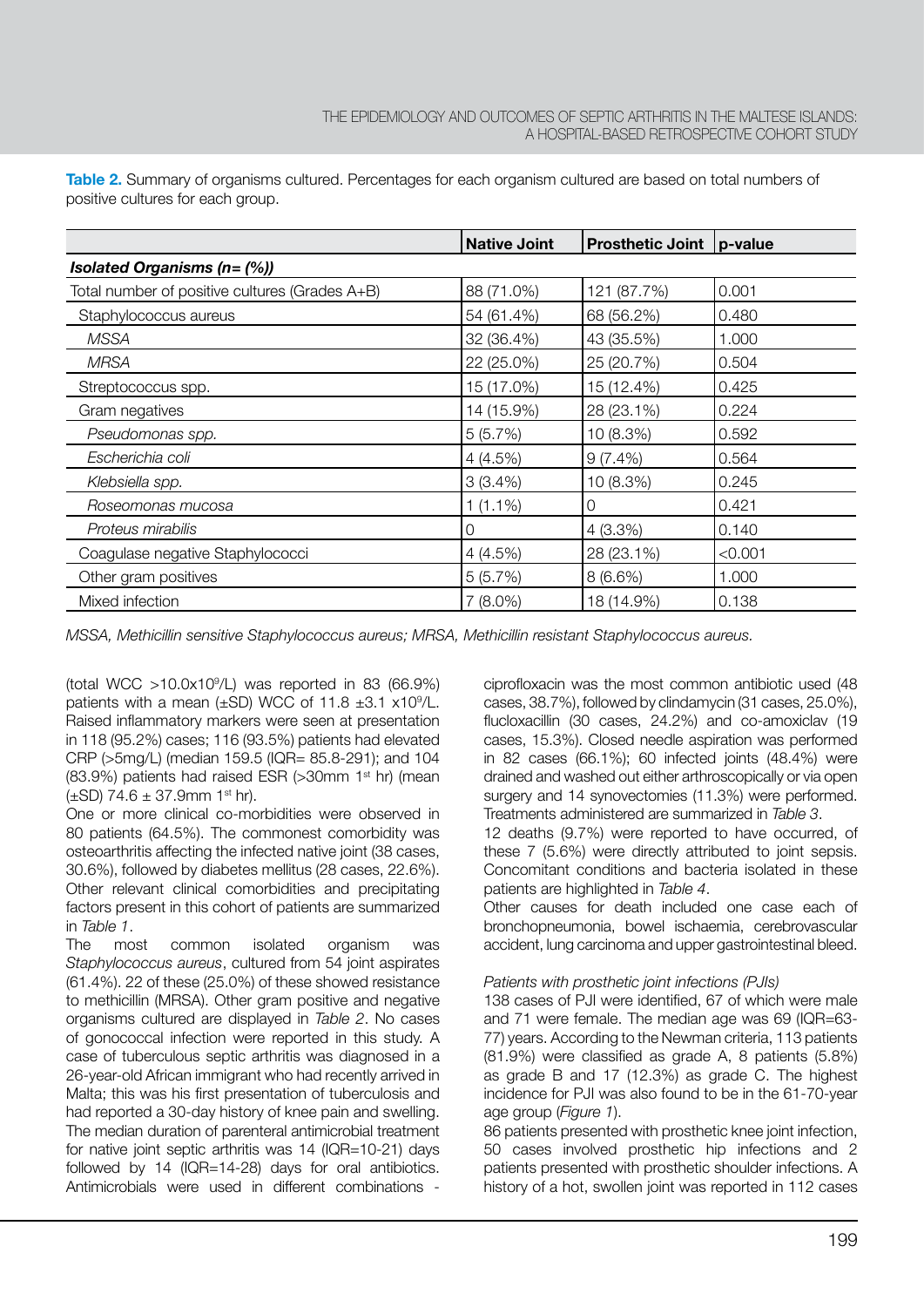**Table 2.** Summary of organisms cultured. Percentages for each organism cultured are based on total numbers of positive cultures for each group.

| | Native Joint | Prosthetic Joint | p-value |
|---|---|---|---|
| ***Isolated Organisms (n= (%))*** | | | |
| Total number of positive cultures (Grades A+B) | 88 (71.0%) | 121 (87.7%) | 0.001 |
| Staphylococcus aureus | 54 (61.4%) | 68 (56.2%) | 0.480 |
| *MSSA* | 32 (36.4%) | 43 (35.5%) | 1.000 |
| *MRSA* | 22 (25.0%) | 25 (20.7%) | 0.504 |
| Streptococcus spp. | 15 (17.0%) | 15 (12.4%) | 0.425 |
| Gram negatives | 14 (15.9%) | 28 (23.1%) | 0.224 |
| *Pseudomonas spp.* | 5 (5.7%) | 10 (8.3%) | 0.592 |
| *Escherichia coli* | 4 (4.5%) | 9 (7.4%) | 0.564 |
| *Klebsiella spp.* | 3 (3.4%) | 10 (8.3%) | 0.245 |
| *Roseomonas mucosa* | 1 (1.1%) | 0 | 0.421 |
| *Proteus mirabilis* | 0 | 4 (3.3%) | 0.140 |
| Coagulase negative Staphylococci | 4 (4.5%) | 28 (23.1%) | <0.001 |
| Other gram positives | 5 (5.7%) | 8 (6.6%) | 1.000 |
| Mixed infection | 7 (8.0%) | 18 (14.9%) | 0.138 |

*MSSA, Methicillin sensitive Staphylococcus aureus; MRSA, Methicillin resistant Staphylococcus aureus.*

(total WCC >$10.0 \times 10^9$/L) was reported in 83 (66.9%) patients with a mean (±SD) WCC of 11.8 ±3.1 $\times 10^9$/L. Raised inflammatory markers were seen at presentation in 118 (95.2%) cases; 116 (93.5%) patients had elevated CRP (>5mg/L) (median 159.5 (IQR= 85.8-291); and 104 (83.9%) patients had raised ESR (>30mm 1st hr) (mean (±SD) 74.6 ± 37.9mm 1st hr).

One or more clinical co-morbidities were observed in 80 patients (64.5%). The commonest comorbidity was osteoarthritis affecting the infected native joint (38 cases, 30.6%), followed by diabetes mellitus (28 cases, 22.6%). Other relevant clinical comorbidities and precipitating factors present in this cohort of patients are summarized in *Table 1*.

The most common isolated organism was *Staphylococcus aureus*, cultured from 54 joint aspirates (61.4%). 22 of these (25.0%) of these showed resistance to methicillin (MRSA). Other gram positive and negative organisms cultured are displayed in *Table 2*. No cases of gonococcal infection were reported in this study. A case of tuberculous septic arthritis was diagnosed in a 26-year-old African immigrant who had recently arrived in Malta; this was his first presentation of tuberculosis and had reported a 30-day history of knee pain and swelling. The median duration of parenteral antimicrobial treatment for native joint septic arthritis was 14 (IQR=10-21) days followed by 14 (IQR=14-28) days for oral antibiotics. Antimicrobials were used in different combinations - ciprofloxacin was the most common antibiotic used (48 cases, 38.7%), followed by clindamycin (31 cases, 25.0%), flucloxacillin (30 cases, 24.2%) and co-amoxiclav (19 cases, 15.3%). Closed needle aspiration was performed in 82 cases (66.1%); 60 infected joints (48.4%) were drained and washed out either arthroscopically or via open surgery and 14 synovectomies (11.3%) were performed. Treatments administered are summarized in *Table 3*.

12 deaths (9.7%) were reported to have occurred, of these 7 (5.6%) were directly attributed to joint sepsis. Concomitant conditions and bacteria isolated in these patients are highlighted in *Table 4*.

Other causes for death included one case each of bronchopneumonia, bowel ischaemia, cerebrovascular accident, lung carcinoma and upper gastrointestinal bleed.

*Patients with prosthetic joint infections (PJIs)*

138 cases of PJI were identified, 67 of which were male and 71 were female. The median age was 69 (IQR=63-77) years. According to the Newman criteria, 113 patients (81.9%) were classified as grade A, 8 patients (5.8%) as grade B and 17 (12.3%) as grade C. The highest incidence for PJI was also found to be in the 61-70-year age group (*Figure 1*).

86 patients presented with prosthetic knee joint infection, 50 cases involved prosthetic hip infections and 2 patients presented with prosthetic shoulder infections. A history of a hot, swollen joint was reported in 112 cases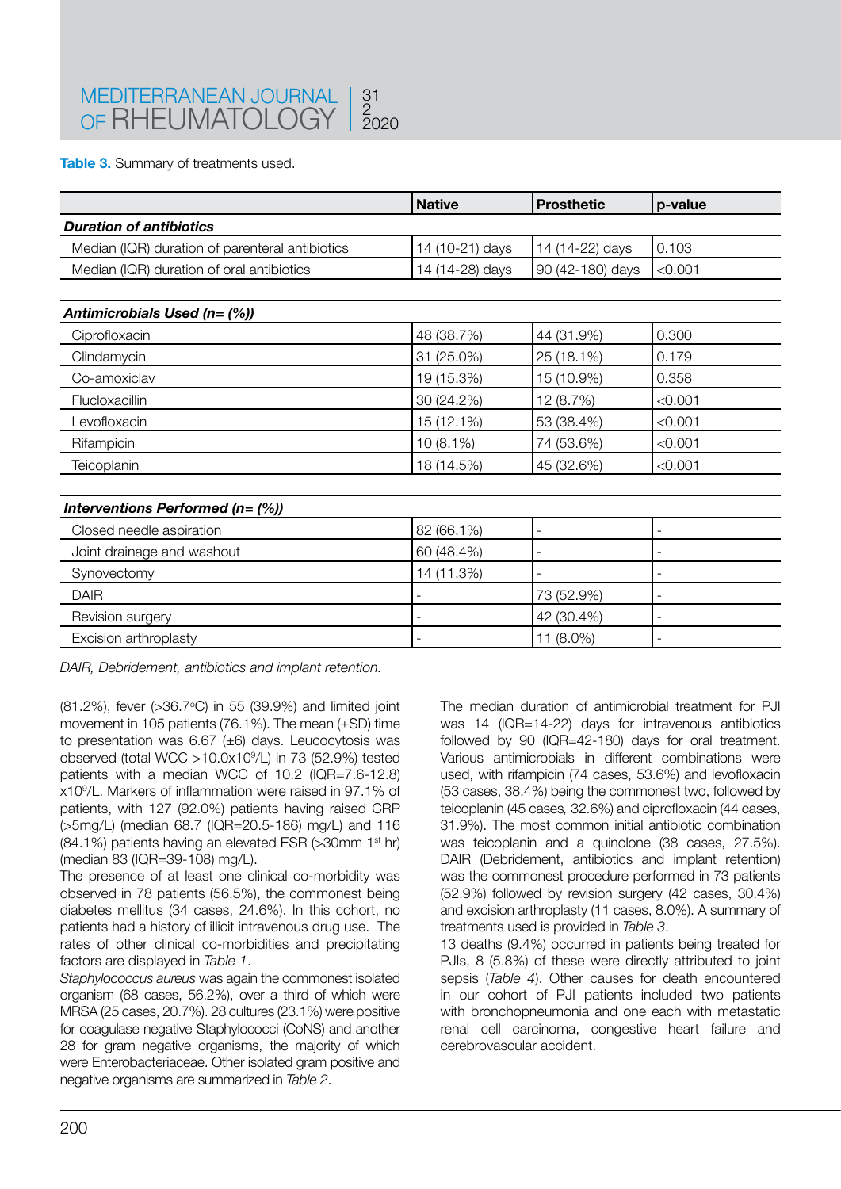**Table 3.** Summary of treatments used.

| | Native | Prosthetic | p-value |
|---|---|---|---|
| ***Duration of antibiotics*** | | | |
| Median (IQR) duration of parenteral antibiotics | 14 (10-21) days | 14 (14-22) days | 0.103 |
| Median (IQR) duration of oral antibiotics | 14 (14-28) days | 90 (42-180) days | <0.001 |
| ***Antimicrobials Used (n= (%))*** | | | |
| Ciprofloxacin | 48 (38.7%) | 44 (31.9%) | 0.300 |
| Clindamycin | 31 (25.0%) | 25 (18.1%) | 0.179 |
| Co-amoxiclav | 19 (15.3%) | 15 (10.9%) | 0.358 |
| Flucloxacillin | 30 (24.2%) | 12 (8.7%) | <0.001 |
| Levofloxacin | 15 (12.1%) | 53 (38.4%) | <0.001 |
| Rifampicin | 10 (8.1%) | 74 (53.6%) | <0.001 |
| Teicoplanin | 18 (14.5%) | 45 (32.6%) | <0.001 |
| ***Interventions Performed (n= (%))*** | | | |
| Closed needle aspiration | 82 (66.1%) | - | - |
| Joint drainage and washout | 60 (48.4%) | - | - |
| Synovectomy | 14 (11.3%) | - | - |
| DAIR | - | 73 (52.9%) | - |
| Revision surgery | - | 42 (30.4%) | - |
| Excision arthroplasty | - | 11 (8.0%) | - |

*DAIR, Debridement, antibiotics and implant retention.*

(81.2%), fever (>36.7°C) in 55 (39.9%) and limited joint movement in 105 patients (76.1%). The mean (±SD) time to presentation was 6.67 (±6) days. Leucocytosis was observed (total WCC >10.0x10$^9$/L) in 73 (52.9%) tested patients with a median WCC of 10.2 (IQR=7.6-12.8) x10$^9$/L. Markers of inflammation were raised in 97.1% of patients, with 127 (92.0%) patients having raised CRP (>5mg/L) (median 68.7 (IQR=20.5-186) mg/L) and 116 (84.1%) patients having an elevated ESR (>30mm 1$^{st}$ hr) (median 83 (IQR=39-108) mg/L).

The presence of at least one clinical co-morbidity was observed in 78 patients (56.5%), the commonest being diabetes mellitus (34 cases, 24.6%). In this cohort, no patients had a history of illicit intravenous drug use. The rates of other clinical co-morbidities and precipitating factors are displayed in *Table 1*.

*Staphylococcus aureus* was again the commonest isolated organism (68 cases, 56.2%), over a third of which were MRSA (25 cases, 20.7%). 28 cultures (23.1%) were positive for coagulase negative Staphylococci (CoNS) and another 28 for gram negative organisms, the majority of which were Enterobacteriaceae. Other isolated gram positive and negative organisms are summarized in *Table 2*.

The median duration of antimicrobial treatment for PJI was 14 (IQR=14-22) days for intravenous antibiotics followed by 90 (IQR=42-180) days for oral treatment. Various antimicrobials in different combinations were used, with rifampicin (74 cases, 53.6%) and levofloxacin (53 cases, 38.4%) being the commonest two, followed by teicoplanin (45 cases, 32.6%) and ciprofloxacin (44 cases, 31.9%). The most common initial antibiotic combination was teicoplanin and a quinolone (38 cases, 27.5%). DAIR (Debridement, antibiotics and implant retention) was the commonest procedure performed in 73 patients (52.9%) followed by revision surgery (42 cases, 30.4%) and excision arthroplasty (11 cases, 8.0%). A summary of treatments used is provided in *Table 3*.

13 deaths (9.4%) occurred in patients being treated for PJIs, 8 (5.8%) of these were directly attributed to joint sepsis (*Table 4*). Other causes for death encountered in our cohort of PJI patients included two patients with bronchopneumonia and one each with metastatic renal cell carcinoma, congestive heart failure and cerebrovascular accident.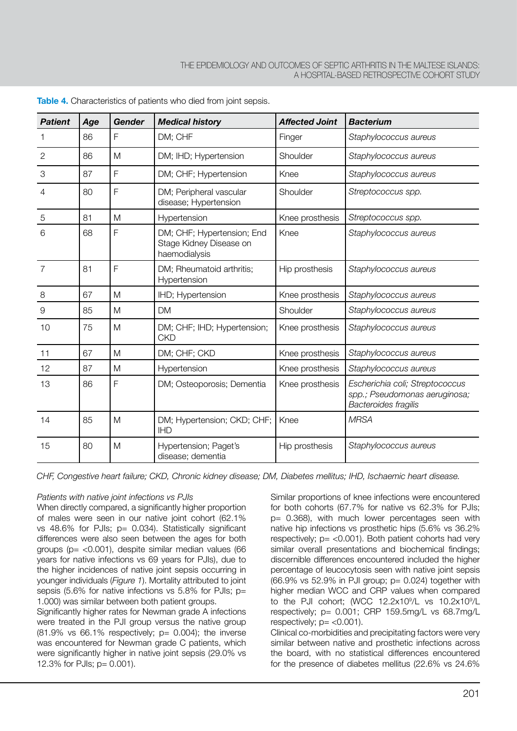**Table 4.** Characteristics of patients who died from joint sepsis.

| *Patient* | *Age* | *Gender* | *Medical history* | *Affected Joint* | *Bacterium* |
|---|---|---|---|---|---|
| 1 | 86 | F | DM; CHF | Finger | *Staphylococcus aureus* |
| 2 | 86 | M | DM; IHD; Hypertension | Shoulder | *Staphylococcus aureus* |
| 3 | 87 | F | DM; CHF; Hypertension | Knee | *Staphylococcus aureus* |
| 4 | 80 | F | DM; Peripheral vascular disease; Hypertension | Shoulder | *Streptococcus spp.* |
| 5 | 81 | M | Hypertension | Knee prosthesis | *Streptococcus spp.* |
| 6 | 68 | F | DM; CHF; Hypertension; End Stage Kidney Disease on haemodialysis | Knee | *Staphylococcus aureus* |
| 7 | 81 | F | DM; Rheumatoid arthritis; Hypertension | Hip prosthesis | *Staphylococcus aureus* |
| 8 | 67 | M | IHD; Hypertension | Knee prosthesis | *Staphylococcus aureus* |
| 9 | 85 | M | DM | Shoulder | *Staphylococcus aureus* |
| 10 | 75 | M | DM; CHF; IHD; Hypertension; CKD | Knee prosthesis | *Staphylococcus aureus* |
| 11 | 67 | M | DM; CHF; CKD | Knee prosthesis | *Staphylococcus aureus* |
| 12 | 87 | M | Hypertension | Knee prosthesis | *Staphylococcus aureus* |
| 13 | 86 | F | DM; Osteoporosis; Dementia | Knee prosthesis | *Escherichia coli; Streptococcus spp.; Pseudomonas aeruginosa; Bacteroides fragilis* |
| 14 | 85 | M | DM; Hypertension; CKD; CHF; IHD | Knee | *MRSA* |
| 15 | 80 | M | Hypertension; Paget's disease; dementia | Hip prosthesis | *Staphylococcus aureus* |

*CHF, Congestive heart failure; CKD, Chronic kidney disease; DM, Diabetes mellitus; IHD, Ischaemic heart disease.*

*Patients with native joint infections vs PJIs*

When directly compared, a significantly higher proportion of males were seen in our native joint cohort (62.1% vs 48.6% for PJIs; p= 0.034). Statistically significant differences were also seen between the ages for both groups (p= <0.001), despite similar median values (66 years for native infections vs 69 years for PJIs), due to the higher incidences of native joint sepsis occurring in younger individuals (*Figure 1*). Mortality attributed to joint sepsis (5.6% for native infections vs 5.8% for PJIs; p= 1.000) was similar between both patient groups.

Significantly higher rates for Newman grade A infections were treated in the PJI group versus the native group (81.9% vs 66.1% respectively; p= 0.004); the inverse was encountered for Newman grade C patients, which were significantly higher in native joint sepsis (29.0% vs 12.3% for PJIs; p= 0.001).

Similar proportions of knee infections were encountered for both cohorts (67.7% for native vs 62.3% for PJIs; p= 0.368), with much lower percentages seen with native hip infections vs prosthetic hips (5.6% vs 36.2% respectively; p= <0.001). Both patient cohorts had very similar overall presentations and biochemical findings; discernible differences encountered included the higher percentage of leucocytosis seen with native joint sepsis (66.9% vs 52.9% in PJI group; p= 0.024) together with higher median WCC and CRP values when compared to the PJI cohort; (WCC $12.2 \times 10^9$/L vs $10.2 \times 10^9$/L respectively; p= 0.001; CRP 159.5mg/L vs 68.7mg/L respectively; p= <0.001).

Clinical co-morbidities and precipitating factors were very similar between native and prosthetic infections across the board, with no statistical differences encountered for the presence of diabetes mellitus (22.6% vs 24.6%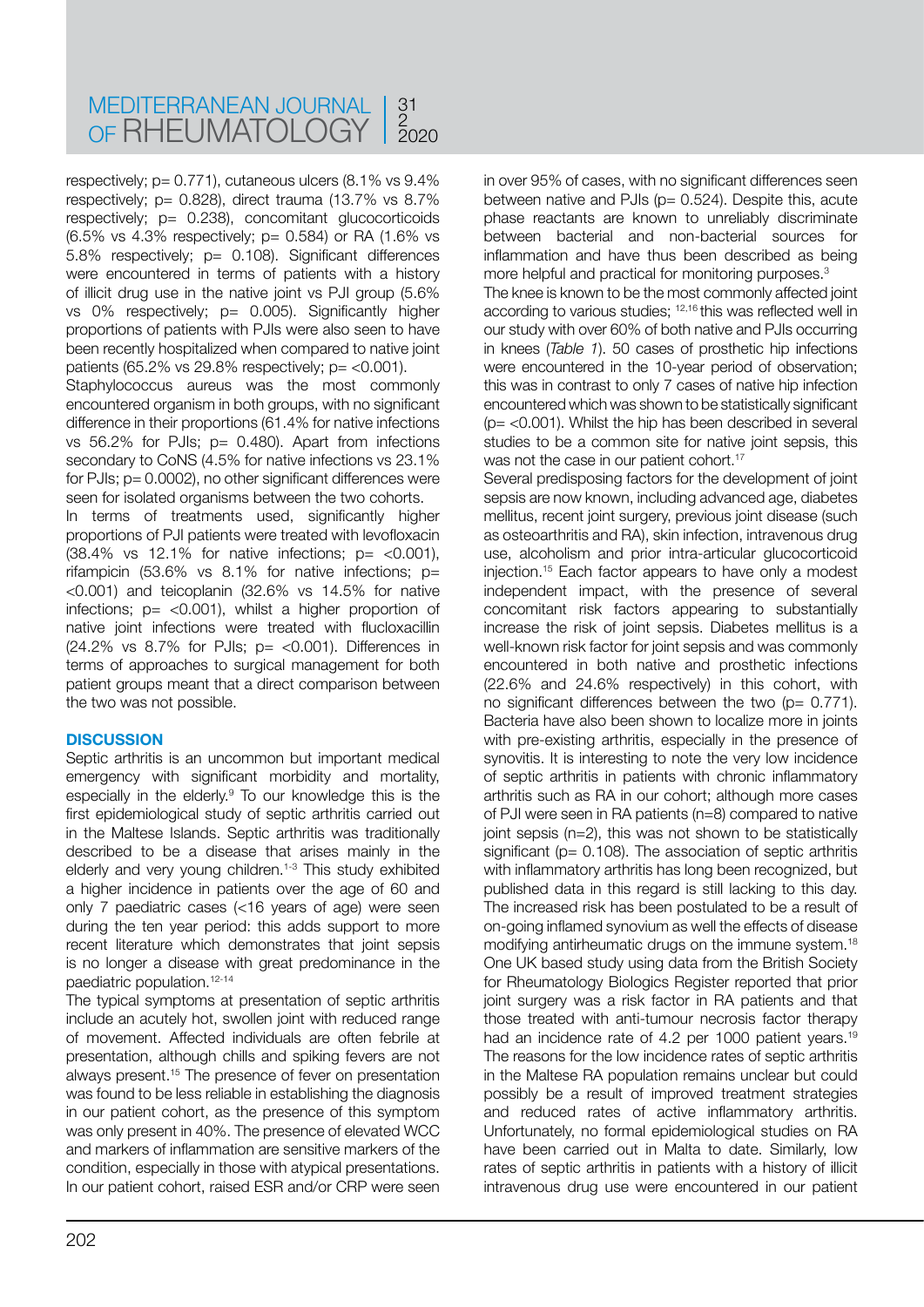respectively; p= 0.771), cutaneous ulcers (8.1% vs 9.4% respectively; p= 0.828), direct trauma (13.7% vs 8.7% respectively; p= 0.238), concomitant glucocorticoids (6.5% vs 4.3% respectively; p= 0.584) or RA (1.6% vs 5.8% respectively; p= 0.108). Significant differences were encountered in terms of patients with a history of illicit drug use in the native joint vs PJI group (5.6% vs 0% respectively; p= 0.005). Significantly higher proportions of patients with PJIs were also seen to have been recently hospitalized when compared to native joint patients (65.2% vs 29.8% respectively; p= <0.001).

Staphylococcus aureus was the most commonly encountered organism in both groups, with no significant difference in their proportions (61.4% for native infections vs 56.2% for PJIs; p= 0.480). Apart from infections secondary to CoNS (4.5% for native infections vs 23.1% for PJIs; p= 0.0002), no other significant differences were seen for isolated organisms between the two cohorts.

In terms of treatments used, significantly higher proportions of PJI patients were treated with levofloxacin (38.4% vs 12.1% for native infections; p= <0.001), rifampicin (53.6% vs 8.1% for native infections; p= <0.001) and teicoplanin (32.6% vs 14.5% for native infections; p= <0.001), whilst a higher proportion of native joint infections were treated with flucloxacillin (24.2% vs 8.7% for PJIs; p= <0.001). Differences in terms of approaches to surgical management for both patient groups meant that a direct comparison between the two was not possible.

## DISCUSSION

Septic arthritis is an uncommon but important medical emergency with significant morbidity and mortality, especially in the elderly.[9] To our knowledge this is the first epidemiological study of septic arthritis carried out in the Maltese Islands. Septic arthritis was traditionally described to be a disease that arises mainly in the elderly and very young children.[1-3] This study exhibited a higher incidence in patients over the age of 60 and only 7 paediatric cases (<16 years of age) were seen during the ten year period: this adds support to more recent literature which demonstrates that joint sepsis is no longer a disease with great predominance in the paediatric population.[12-14]

The typical symptoms at presentation of septic arthritis include an acutely hot, swollen joint with reduced range of movement. Affected individuals are often febrile at presentation, although chills and spiking fevers are not always present.[15] The presence of fever on presentation was found to be less reliable in establishing the diagnosis in our patient cohort, as the presence of this symptom was only present in 40%. The presence of elevated WCC and markers of inflammation are sensitive markers of the condition, especially in those with atypical presentations. In our patient cohort, raised ESR and/or CRP were seen in over 95% of cases, with no significant differences seen between native and PJIs (p= 0.524). Despite this, acute phase reactants are known to unreliably discriminate between bacterial and non-bacterial sources for inflammation and have thus been described as being more helpful and practical for monitoring purposes.[3]

The knee is known to be the most commonly affected joint according to various studies; [12,16] this was reflected well in our study with over 60% of both native and PJIs occurring in knees (*Table 1*). 50 cases of prosthetic hip infections were encountered in the 10-year period of observation; this was in contrast to only 7 cases of native hip infection encountered which was shown to be statistically significant (p= <0.001). Whilst the hip has been described in several studies to be a common site for native joint sepsis, this was not the case in our patient cohort.[17]

Several predisposing factors for the development of joint sepsis are now known, including advanced age, diabetes mellitus, recent joint surgery, previous joint disease (such as osteoarthritis and RA), skin infection, intravenous drug use, alcoholism and prior intra-articular glucocorticoid injection.[15] Each factor appears to have only a modest independent impact, with the presence of several concomitant risk factors appearing to substantially increase the risk of joint sepsis. Diabetes mellitus is a well-known risk factor for joint sepsis and was commonly encountered in both native and prosthetic infections (22.6% and 24.6% respectively) in this cohort, with no significant differences between the two (p= 0.771). Bacteria have also been shown to localize more in joints with pre-existing arthritis, especially in the presence of synovitis. It is interesting to note the very low incidence of septic arthritis in patients with chronic inflammatory arthritis such as RA in our cohort; although more cases of PJI were seen in RA patients (n=8) compared to native joint sepsis (n=2), this was not shown to be statistically significant (p= 0.108). The association of septic arthritis with inflammatory arthritis has long been recognized, but published data in this regard is still lacking to this day. The increased risk has been postulated to be a result of on-going inflamed synovium as well the effects of disease modifying antirheumatic drugs on the immune system.[18] One UK based study using data from the British Society for Rheumatology Biologics Register reported that prior joint surgery was a risk factor in RA patients and that those treated with anti-tumour necrosis factor therapy had an incidence rate of 4.2 per 1000 patient years.[19] The reasons for the low incidence rates of septic arthritis in the Maltese RA population remains unclear but could possibly be a result of improved treatment strategies and reduced rates of active inflammatory arthritis. Unfortunately, no formal epidemiological studies on RA have been carried out in Malta to date. Similarly, low rates of septic arthritis in patients with a history of illicit intravenous drug use were encountered in our patient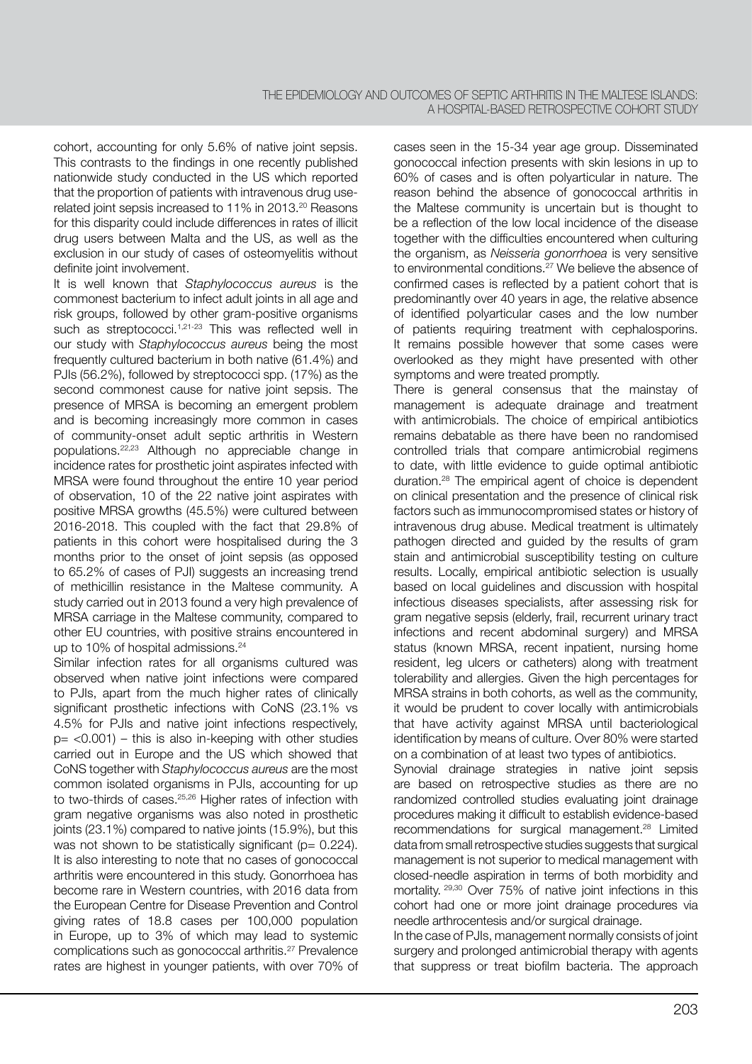cohort, accounting for only 5.6% of native joint sepsis. This contrasts to the findings in one recently published nationwide study conducted in the US which reported that the proportion of patients with intravenous drug use-related joint sepsis increased to 11% in 2013.[20] Reasons for this disparity could include differences in rates of illicit drug users between Malta and the US, as well as the exclusion in our study of cases of osteomyelitis without definite joint involvement.

It is well known that *Staphylococcus aureus* is the commonest bacterium to infect adult joints in all age and risk groups, followed by other gram-positive organisms such as streptococci.[1,21-23] This was reflected well in our study with *Staphylococcus aureus* being the most frequently cultured bacterium in both native (61.4%) and PJIs (56.2%), followed by streptococci spp. (17%) as the second commonest cause for native joint sepsis. The presence of MRSA is becoming an emergent problem and is becoming increasingly more common in cases of community-onset adult septic arthritis in Western populations.[22,23] Although no appreciable change in incidence rates for prosthetic joint aspirates infected with MRSA were found throughout the entire 10 year period of observation, 10 of the 22 native joint aspirates with positive MRSA growths (45.5%) were cultured between 2016-2018. This coupled with the fact that 29.8% of patients in this cohort were hospitalised during the 3 months prior to the onset of joint sepsis (as opposed to 65.2% of cases of PJI) suggests an increasing trend of methicillin resistance in the Maltese community. A study carried out in 2013 found a very high prevalence of MRSA carriage in the Maltese community, compared to other EU countries, with positive strains encountered in up to 10% of hospital admissions.[24]

Similar infection rates for all organisms cultured was observed when native joint infections were compared to PJIs, apart from the much higher rates of clinically significant prosthetic infections with CoNS (23.1% vs 4.5% for PJIs and native joint infections respectively, $p = <0.001$) – this is also in-keeping with other studies carried out in Europe and the US which showed that CoNS together with *Staphylococcus aureus* are the most common isolated organisms in PJIs, accounting for up to two-thirds of cases.[25,26] Higher rates of infection with gram negative organisms was also noted in prosthetic joints (23.1%) compared to native joints (15.9%), but this was not shown to be statistically significant ($p = 0.224$). It is also interesting to note that no cases of gonococcal arthritis were encountered in this study. Gonorrhoea has become rare in Western countries, with 2016 data from the European Centre for Disease Prevention and Control giving rates of 18.8 cases per 100,000 population in Europe, up to 3% of which may lead to systemic complications such as gonococcal arthritis.[27] Prevalence rates are highest in younger patients, with over 70% of cases seen in the 15-34 year age group. Disseminated gonococcal infection presents with skin lesions in up to 60% of cases and is often polyarticular in nature. The reason behind the absence of gonococcal arthritis in the Maltese community is uncertain but is thought to be a reflection of the low local incidence of the disease together with the difficulties encountered when culturing the organism, as *Neisseria gonorrhoea* is very sensitive to environmental conditions.[27] We believe the absence of confirmed cases is reflected by a patient cohort that is predominantly over 40 years in age, the relative absence of identified polyarticular cases and the low number of patients requiring treatment with cephalosporins. It remains possible however that some cases were overlooked as they might have presented with other symptoms and were treated promptly.

There is general consensus that the mainstay of management is adequate drainage and treatment with antimicrobials. The choice of empirical antibiotics remains debatable as there have been no randomised controlled trials that compare antimicrobial regimens to date, with little evidence to guide optimal antibiotic duration.[28] The empirical agent of choice is dependent on clinical presentation and the presence of clinical risk factors such as immunocompromised states or history of intravenous drug abuse. Medical treatment is ultimately pathogen directed and guided by the results of gram stain and antimicrobial susceptibility testing on culture results. Locally, empirical antibiotic selection is usually based on local guidelines and discussion with hospital infectious diseases specialists, after assessing risk for gram negative sepsis (elderly, frail, recurrent urinary tract infections and recent abdominal surgery) and MRSA status (known MRSA, recent inpatient, nursing home resident, leg ulcers or catheters) along with treatment tolerability and allergies. Given the high percentages for MRSA strains in both cohorts, as well as the community, it would be prudent to cover locally with antimicrobials that have activity against MRSA until bacteriological identification by means of culture. Over 80% were started on a combination of at least two types of antibiotics.

Synovial drainage strategies in native joint sepsis are based on retrospective studies as there are no randomized controlled studies evaluating joint drainage procedures making it difficult to establish evidence-based recommendations for surgical management.[28] Limited data from small retrospective studies suggests that surgical management is not superior to medical management with closed-needle aspiration in terms of both morbidity and mortality.[29,30] Over 75% of native joint infections in this cohort had one or more joint drainage procedures via needle arthrocentesis and/or surgical drainage.

In the case of PJIs, management normally consists of joint surgery and prolonged antimicrobial therapy with agents that suppress or treat biofilm bacteria. The approach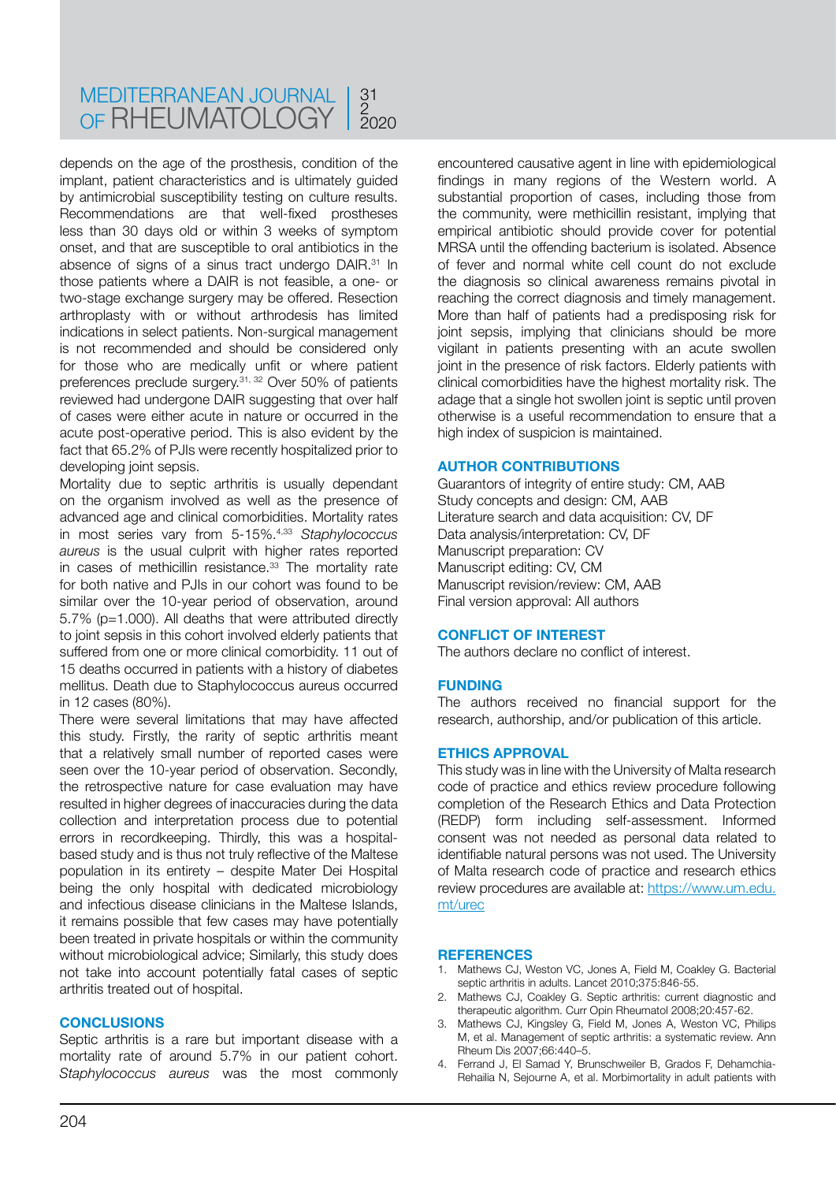depends on the age of the prosthesis, condition of the implant, patient characteristics and is ultimately guided by antimicrobial susceptibility testing on culture results. Recommendations are that well-fixed prostheses less than 30 days old or within 3 weeks of symptom onset, and that are susceptible to oral antibiotics in the absence of signs of a sinus tract undergo DAIR.[31] In those patients where a DAIR is not feasible, a one- or two-stage exchange surgery may be offered. Resection arthroplasty with or without arthrodesis has limited indications in select patients. Non-surgical management is not recommended and should be considered only for those who are medically unfit or where patient preferences preclude surgery.[31, 32] Over 50% of patients reviewed had undergone DAIR suggesting that over half of cases were either acute in nature or occurred in the acute post-operative period. This is also evident by the fact that 65.2% of PJIs were recently hospitalized prior to developing joint sepsis.

Mortality due to septic arthritis is usually dependant on the organism involved as well as the presence of advanced age and clinical comorbidities. Mortality rates in most series vary from 5-15%.[4,33] *Staphylococcus aureus* is the usual culprit with higher rates reported in cases of methicillin resistance.[33] The mortality rate for both native and PJIs in our cohort was found to be similar over the 10-year period of observation, around 5.7% (p=1.000). All deaths that were attributed directly to joint sepsis in this cohort involved elderly patients that suffered from one or more clinical comorbidity. 11 out of 15 deaths occurred in patients with a history of diabetes mellitus. Death due to Staphylococcus aureus occurred in 12 cases (80%).

There were several limitations that may have affected this study. Firstly, the rarity of septic arthritis meant that a relatively small number of reported cases were seen over the 10-year period of observation. Secondly, the retrospective nature for case evaluation may have resulted in higher degrees of inaccuracies during the data collection and interpretation process due to potential errors in recordkeeping. Thirdly, this was a hospital-based study and is thus not truly reflective of the Maltese population in its entirety – despite Mater Dei Hospital being the only hospital with dedicated microbiology and infectious disease clinicians in the Maltese Islands, it remains possible that few cases may have potentially been treated in private hospitals or within the community without microbiological advice; Similarly, this study does not take into account potentially fatal cases of septic arthritis treated out of hospital.

## CONCLUSIONS

Septic arthritis is a rare but important disease with a mortality rate of around 5.7% in our patient cohort. *Staphylococcus aureus* was the most commonly encountered causative agent in line with epidemiological findings in many regions of the Western world. A substantial proportion of cases, including those from the community, were methicillin resistant, implying that empirical antibiotic should provide cover for potential MRSA until the offending bacterium is isolated. Absence of fever and normal white cell count do not exclude the diagnosis so clinical awareness remains pivotal in reaching the correct diagnosis and timely management. More than half of patients had a predisposing risk for joint sepsis, implying that clinicians should be more vigilant in patients presenting with an acute swollen joint in the presence of risk factors. Elderly patients with clinical comorbidities have the highest mortality risk. The adage that a single hot swollen joint is septic until proven otherwise is a useful recommendation to ensure that a high index of suspicion is maintained.

## AUTHOR CONTRIBUTIONS

Guarantors of integrity of entire study: CM, AAB
Study concepts and design: CM, AAB
Literature search and data acquisition: CV, DF
Data analysis/interpretation: CV, DF
Manuscript preparation: CV
Manuscript editing: CV, CM
Manuscript revision/review: CM, AAB
Final version approval: All authors

## CONFLICT OF INTEREST

The authors declare no conflict of interest.

## FUNDING

The authors received no financial support for the research, authorship, and/or publication of this article.

## ETHICS APPROVAL

This study was in line with the University of Malta research code of practice and ethics review procedure following completion of the Research Ethics and Data Protection (REDP) form including self-assessment. Informed consent was not needed as personal data related to identifiable natural persons was not used. The University of Malta research code of practice and research ethics review procedures are available at: https://www.um.edu.mt/urec

## REFERENCES

1. Mathews CJ, Weston VC, Jones A, Field M, Coakley G. Bacterial septic arthritis in adults. Lancet 2010;375:846-55.
2. Mathews CJ, Coakley G. Septic arthritis: current diagnostic and therapeutic algorithm. Curr Opin Rheumatol 2008;20:457-62.
3. Mathews CJ, Kingsley G, Field M, Jones A, Weston VC, Philips M, et al. Management of septic arthritis: a systematic review. Ann Rheum Dis 2007;66:440–5.
4. Ferrand J, El Samad Y, Brunschweiler B, Grados F, Dehamchia-Rehailia N, Sejourne A, et al. Morbimortality in adult patients with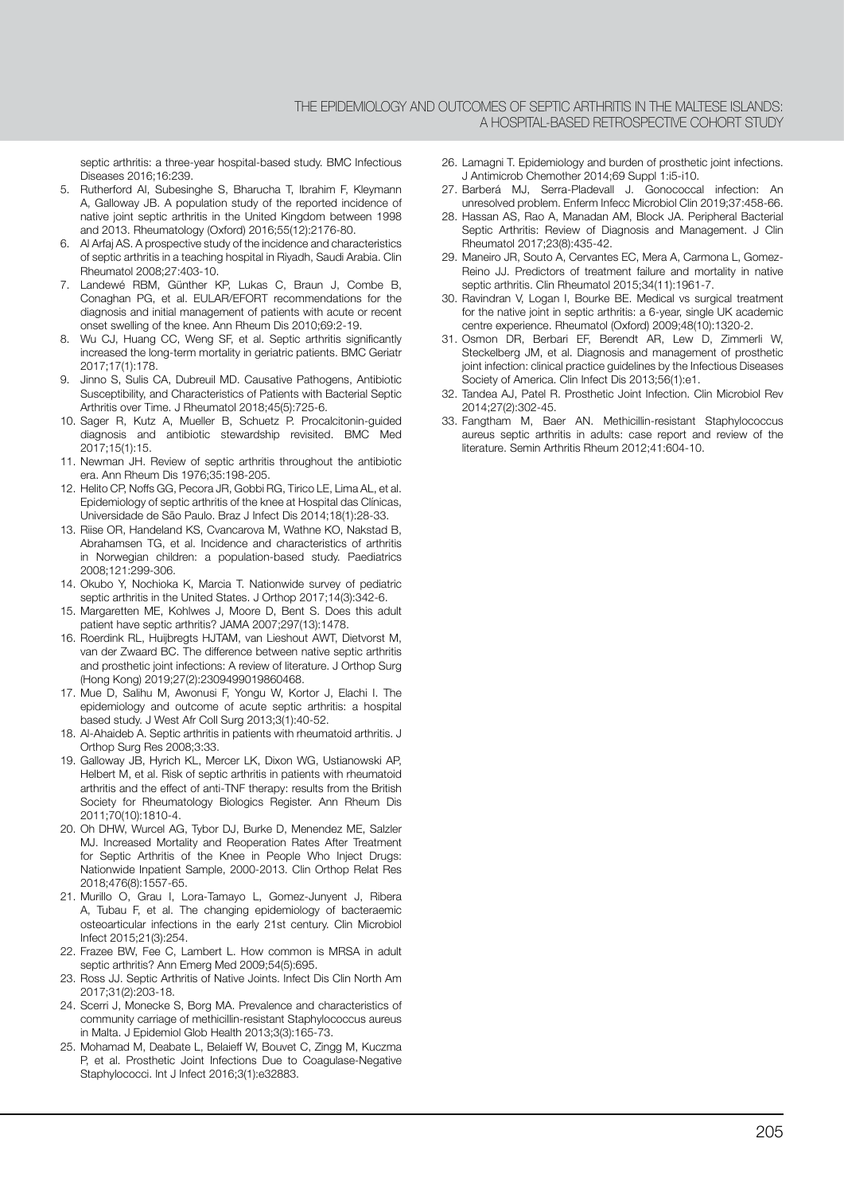septic arthritis: a three-year hospital-based study. BMC Infectious Diseases 2016;16:239.

5. Rutherford AI, Subesinghe S, Bharucha T, Ibrahim F, Kleymann A, Galloway JB. A population study of the reported incidence of native joint septic arthritis in the United Kingdom between 1998 and 2013. Rheumatology (Oxford) 2016;55(12):2176-80.
6. Al Arfaj AS. A prospective study of the incidence and characteristics of septic arthritis in a teaching hospital in Riyadh, Saudi Arabia. Clin Rheumatol 2008;27:403-10.
7. Landewé RBM, Günther KP, Lukas C, Braun J, Combe B, Conaghan PG, et al. EULAR/EFORT recommendations for the diagnosis and initial management of patients with acute or recent onset swelling of the knee. Ann Rheum Dis 2010;69:2-19.
8. Wu CJ, Huang CC, Weng SF, et al. Septic arthritis significantly increased the long-term mortality in geriatric patients. BMC Geriatr 2017;17(1):178.
9. Jinno S, Sulis CA, Dubreuil MD. Causative Pathogens, Antibiotic Susceptibility, and Characteristics of Patients with Bacterial Septic Arthritis over Time. J Rheumatol 2018;45(5):725-6.
10. Sager R, Kutz A, Mueller B, Schuetz P. Procalcitonin-guided diagnosis and antibiotic stewardship revisited. BMC Med 2017;15(1):15.
11. Newman JH. Review of septic arthritis throughout the antibiotic era. Ann Rheum Dis 1976;35:198-205.
12. Helito CP, Noffs GG, Pecora JR, Gobbi RG, Tirico LE, Lima AL, et al. Epidemiology of septic arthritis of the knee at Hospital das Clínicas, Universidade de São Paulo. Braz J Infect Dis 2014;18(1):28-33.
13. Riise OR, Handeland KS, Cvancarova M, Wathne KO, Nakstad B, Abrahamsen TG, et al. Incidence and characteristics of arthritis in Norwegian children: a population-based study. Paediatrics 2008;121:299-306.
14. Okubo Y, Nochioka K, Marcia T. Nationwide survey of pediatric septic arthritis in the United States. J Orthop 2017;14(3):342-6.
15. Margaretten ME, Kohlwes J, Moore D, Bent S. Does this adult patient have septic arthritis? JAMA 2007;297(13):1478.
16. Roerdink RL, Huijbregts HJTAM, van Lieshout AWT, Dietvorst M, van der Zwaard BC. The difference between native septic arthritis and prosthetic joint infections: A review of literature. J Orthop Surg (Hong Kong) 2019;27(2):2309499019860468.
17. Mue D, Salihu M, Awonusi F, Yongu W, Kortor J, Elachi I. The epidemiology and outcome of acute septic arthritis: a hospital based study. J West Afr Coll Surg 2013;3(1):40-52.
18. Al-Ahaideb A. Septic arthritis in patients with rheumatoid arthritis. J Orthop Surg Res 2008;3:33.
19. Galloway JB, Hyrich KL, Mercer LK, Dixon WG, Ustianowski AP, Helbert M, et al. Risk of septic arthritis in patients with rheumatoid arthritis and the effect of anti-TNF therapy: results from the British Society for Rheumatology Biologics Register. Ann Rheum Dis 2011;70(10):1810-4.
20. Oh DHW, Wurcel AG, Tybor DJ, Burke D, Menendez ME, Salzler MJ. Increased Mortality and Reoperation Rates After Treatment for Septic Arthritis of the Knee in People Who Inject Drugs: Nationwide Inpatient Sample, 2000-2013. Clin Orthop Relat Res 2018;476(8):1557-65.
21. Murillo O, Grau I, Lora-Tamayo L, Gomez-Junyent J, Ribera A, Tubau F, et al. The changing epidemiology of bacteraemic osteoarticular infections in the early 21st century. Clin Microbiol Infect 2015;21(3):254.
22. Frazee BW, Fee C, Lambert L. How common is MRSA in adult septic arthritis? Ann Emerg Med 2009;54(5):695.
23. Ross JJ. Septic Arthritis of Native Joints. Infect Dis Clin North Am 2017;31(2):203-18.
24. Scerri J, Monecke S, Borg MA. Prevalence and characteristics of community carriage of methicillin-resistant Staphylococcus aureus in Malta. J Epidemiol Glob Health 2013;3(3):165-73.
25. Mohamad M, Deabate L, Belaieff W, Bouvet C, Zingg M, Kuczma P, et al. Prosthetic Joint Infections Due to Coagulase-Negative Staphylococci. Int J Infect 2016;3(1):e32883.
26. Lamagni T. Epidemiology and burden of prosthetic joint infections. J Antimicrob Chemother 2014;69 Suppl 1:i5-i10.
27. Barberá MJ, Serra-Pladevall J. Gonococcal infection: An unresolved problem. Enferm Infecc Microbiol Clin 2019;37:458-66.
28. Hassan AS, Rao A, Manadan AM, Block JA. Peripheral Bacterial Septic Arthritis: Review of Diagnosis and Management. J Clin Rheumatol 2017;23(8):435-42.
29. Maneiro JR, Souto A, Cervantes EC, Mera A, Carmona L, Gomez-Reino JJ. Predictors of treatment failure and mortality in native septic arthritis. Clin Rheumatol 2015;34(11):1961-7.
30. Ravindran V, Logan I, Bourke BE. Medical vs surgical treatment for the native joint in septic arthritis: a 6-year, single UK academic centre experience. Rheumatol (Oxford) 2009;48(10):1320-2.
31. Osmon DR, Berbari EF, Berendt AR, Lew D, Zimmerli W, Steckelberg JM, et al. Diagnosis and management of prosthetic joint infection: clinical practice guidelines by the Infectious Diseases Society of America. Clin Infect Dis 2013;56(1):e1.
32. Tandea AJ, Patel R. Prosthetic Joint Infection. Clin Microbiol Rev 2014;27(2):302-45.
33. Fangtham M, Baer AN. Methicillin-resistant Staphylococcus aureus septic arthritis in adults: case report and review of the literature. Semin Arthritis Rheum 2012;41:604-10.